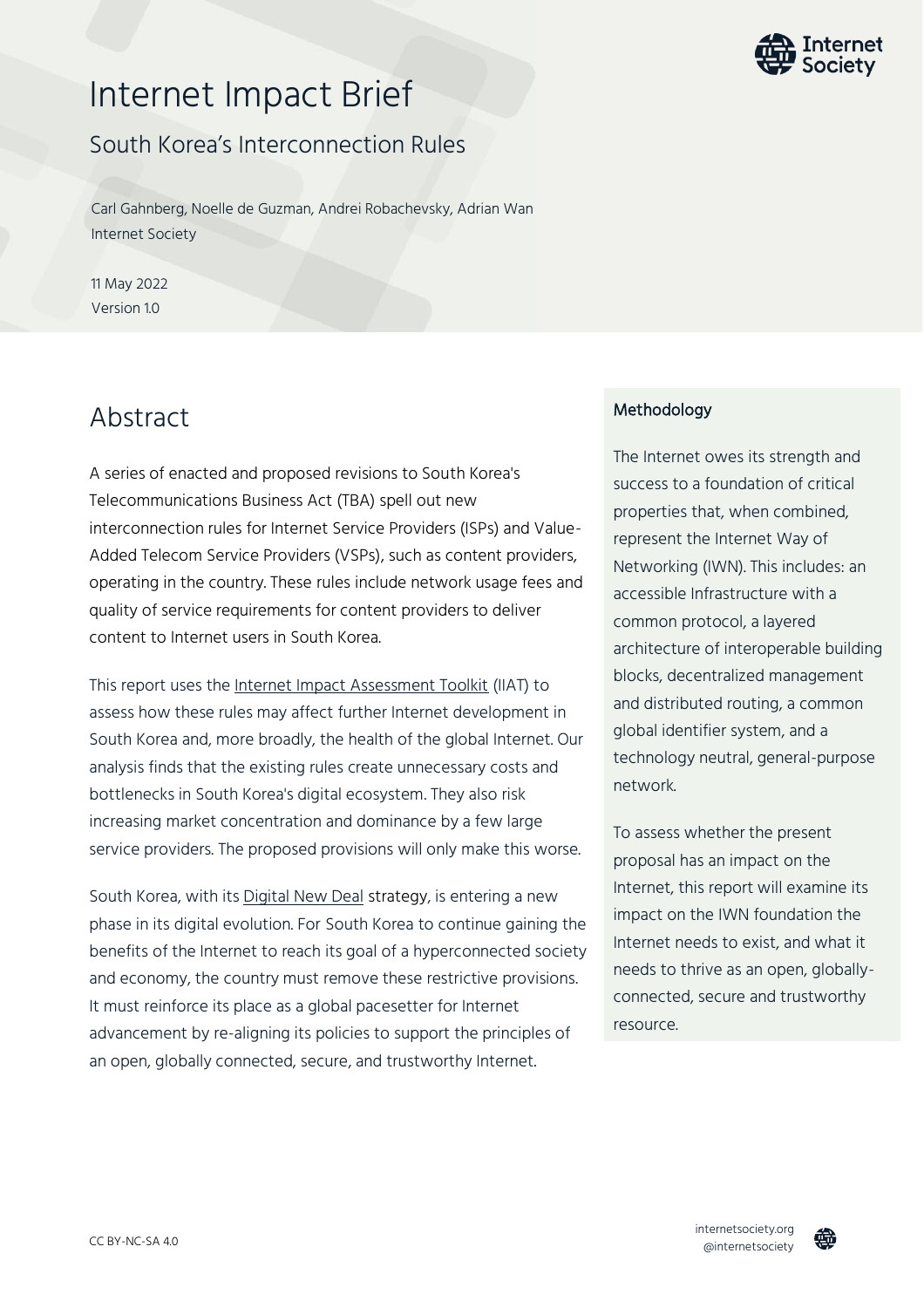# Internet Impact Brief

## South Korea's Interconnection Rules

Carl Gahnberg, Noelle de Guzman, Andrei Robachevsky, Adrian Wan
Internet Society

11 May 2022
Version 1.0

## Abstract

A series of enacted and proposed revisions to South Korea's Telecommunications Business Act (TBA) spell out new interconnection rules for Internet Service Providers (ISPs) and Value-Added Telecom Service Providers (VSPs), such as content providers, operating in the country. These rules include network usage fees and quality of service requirements for content providers to deliver content to Internet users in South Korea.

This report uses the Internet Impact Assessment Toolkit (IIAT) to assess how these rules may affect further Internet development in South Korea and, more broadly, the health of the global Internet. Our analysis finds that the existing rules create unnecessary costs and bottlenecks in South Korea's digital ecosystem. They also risk increasing market concentration and dominance by a few large service providers. The proposed provisions will only make this worse.

South Korea, with its Digital New Deal strategy, is entering a new phase in its digital evolution. For South Korea to continue gaining the benefits of the Internet to reach its goal of a hyperconnected society and economy, the country must remove these restrictive provisions. It must reinforce its place as a global pacesetter for Internet advancement by re-aligning its policies to support the principles of an open, globally connected, secure, and trustworthy Internet.

### Methodology

The Internet owes its strength and success to a foundation of critical properties that, when combined, represent the Internet Way of Networking (IWN). This includes: an accessible Infrastructure with a common protocol, a layered architecture of interoperable building blocks, decentralized management and distributed routing, a common global identifier system, and a technology neutral, general-purpose network.

To assess whether the present proposal has an impact on the Internet, this report will examine its impact on the IWN foundation the Internet needs to exist, and what it needs to thrive as an open, globally-connected, secure and trustworthy resource.

CC BY-NC-SA 4.0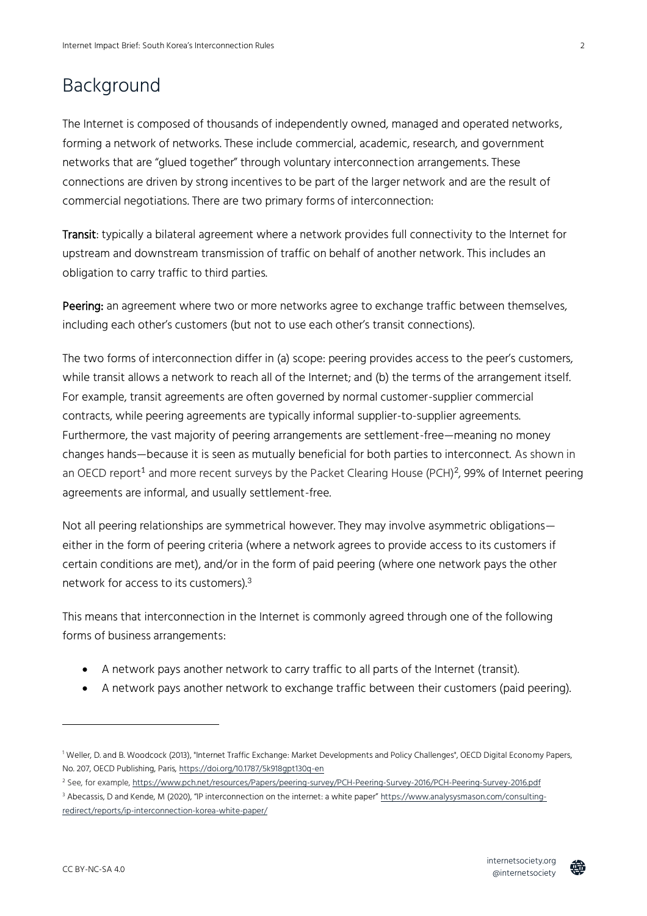## Background

The Internet is composed of thousands of independently owned, managed and operated networks, forming a network of networks. These include commercial, academic, research, and government networks that are "glued together" through voluntary interconnection arrangements. These connections are driven by strong incentives to be part of the larger network and are the result of commercial negotiations. There are two primary forms of interconnection:

**Transit**: typically a bilateral agreement where a network provides full connectivity to the Internet for upstream and downstream transmission of traffic on behalf of another network. This includes an obligation to carry traffic to third parties.

**Peering:** an agreement where two or more networks agree to exchange traffic between themselves, including each other's customers (but not to use each other's transit connections).

The two forms of interconnection differ in (a) scope: peering provides access to the peer's customers, while transit allows a network to reach all of the Internet; and (b) the terms of the arrangement itself. For example, transit agreements are often governed by normal customer-supplier commercial contracts, while peering agreements are typically informal supplier-to-supplier agreements. Furthermore, the vast majority of peering arrangements are settlement-free—meaning no money changes hands—because it is seen as mutually beneficial for both parties to interconnect. As shown in an OECD report[1] and more recent surveys by the Packet Clearing House (PCH)[2], 99% of Internet peering agreements are informal, and usually settlement-free.

Not all peering relationships are symmetrical however. They may involve asymmetric obligations—either in the form of peering criteria (where a network agrees to provide access to its customers if certain conditions are met), and/or in the form of paid peering (where one network pays the other network for access to its customers).[3]

This means that interconnection in the Internet is commonly agreed through one of the following forms of business arrangements:

- A network pays another network to carry traffic to all parts of the Internet (transit).
- A network pays another network to exchange traffic between their customers (paid peering).

---

[1] Weller, D. and B. Woodcock (2013), "Internet Traffic Exchange: Market Developments and Policy Challenges", OECD Digital Economy Papers, No. 207, OECD Publishing, Paris, https://doi.org/10.1787/5k918gpt130q-en

[2] See, for example, https://www.pch.net/resources/Papers/peering-survey/PCH-Peering-Survey-2016/PCH-Peering-Survey-2016.pdf

[3] Abecassis, D and Kende, M (2020), "IP interconnection on the internet: a white paper" https://www.analysysmason.com/consulting-redirect/reports/ip-interconnection-korea-white-paper/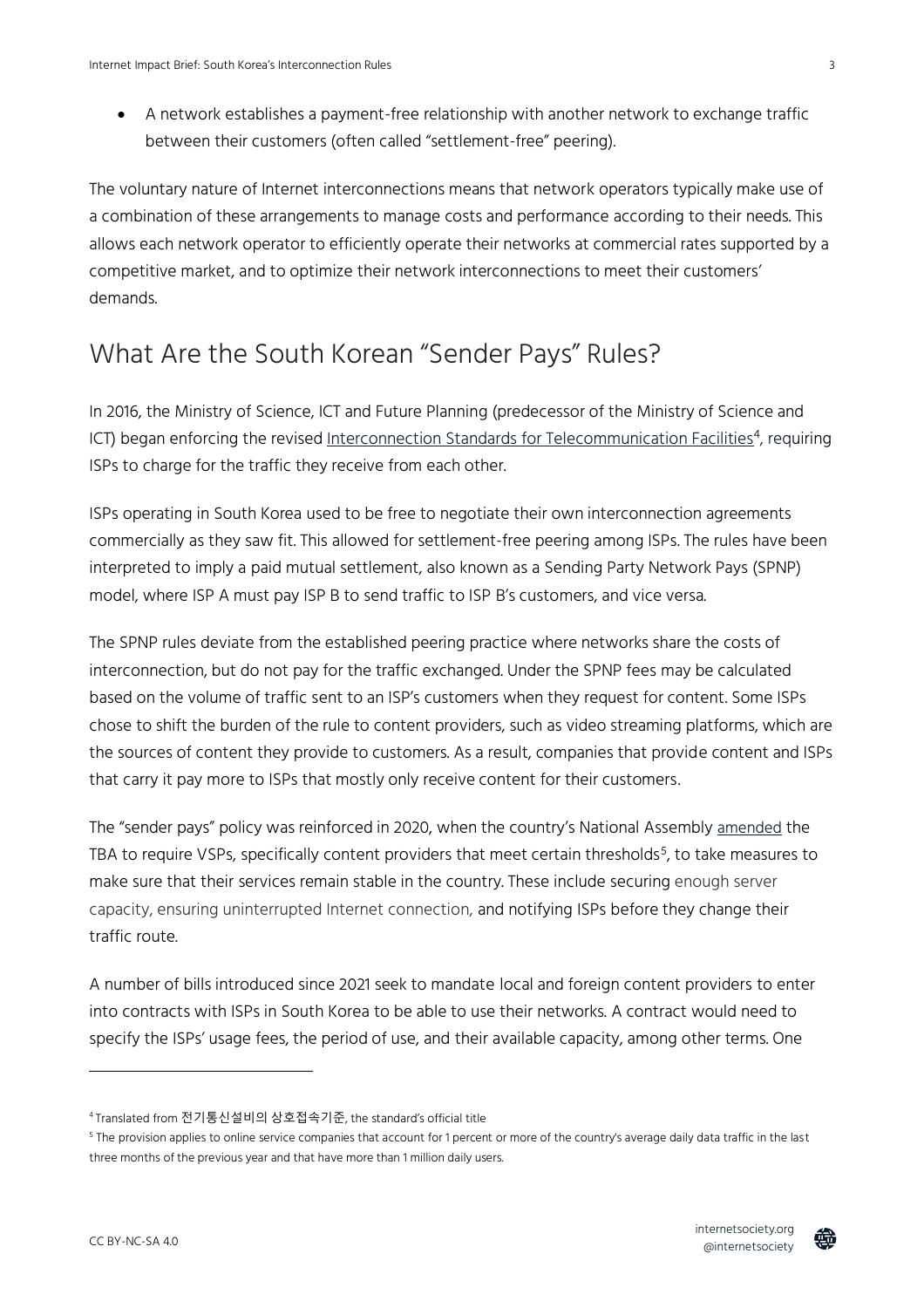- A network establishes a payment-free relationship with another network to exchange traffic between their customers (often called "settlement-free" peering).

The voluntary nature of Internet interconnections means that network operators typically make use of a combination of these arrangements to manage costs and performance according to their needs. This allows each network operator to efficiently operate their networks at commercial rates supported by a competitive market, and to optimize their network interconnections to meet their customers' demands.

## What Are the South Korean "Sender Pays" Rules?

In 2016, the Ministry of Science, ICT and Future Planning (predecessor of the Ministry of Science and ICT) began enforcing the revised Interconnection Standards for Telecommunication Facilities[4], requiring ISPs to charge for the traffic they receive from each other.

ISPs operating in South Korea used to be free to negotiate their own interconnection agreements commercially as they saw fit. This allowed for settlement-free peering among ISPs. The rules have been interpreted to imply a paid mutual settlement, also known as a Sending Party Network Pays (SPNP) model, where ISP A must pay ISP B to send traffic to ISP B's customers, and vice versa.

The SPNP rules deviate from the established peering practice where networks share the costs of interconnection, but do not pay for the traffic exchanged. Under the SPNP fees may be calculated based on the volume of traffic sent to an ISP's customers when they request for content. Some ISPs chose to shift the burden of the rule to content providers, such as video streaming platforms, which are the sources of content they provide to customers. As a result, companies that provide content and ISPs that carry it pay more to ISPs that mostly only receive content for their customers.

The "sender pays" policy was reinforced in 2020, when the country's National Assembly amended the TBA to require VSPs, specifically content providers that meet certain thresholds[5], to take measures to make sure that their services remain stable in the country. These include securing enough server capacity, ensuring uninterrupted Internet connection, and notifying ISPs before they change their traffic route.

A number of bills introduced since 2021 seek to mandate local and foreign content providers to enter into contracts with ISPs in South Korea to be able to use their networks. A contract would need to specify the ISPs' usage fees, the period of use, and their available capacity, among other terms. One

---

[4] Translated from 전기통신설비의 상호접속기준, the standard's official title

[5] The provision applies to online service companies that account for 1 percent or more of the country's average daily data traffic in the last three months of the previous year and that have more than 1 million daily users.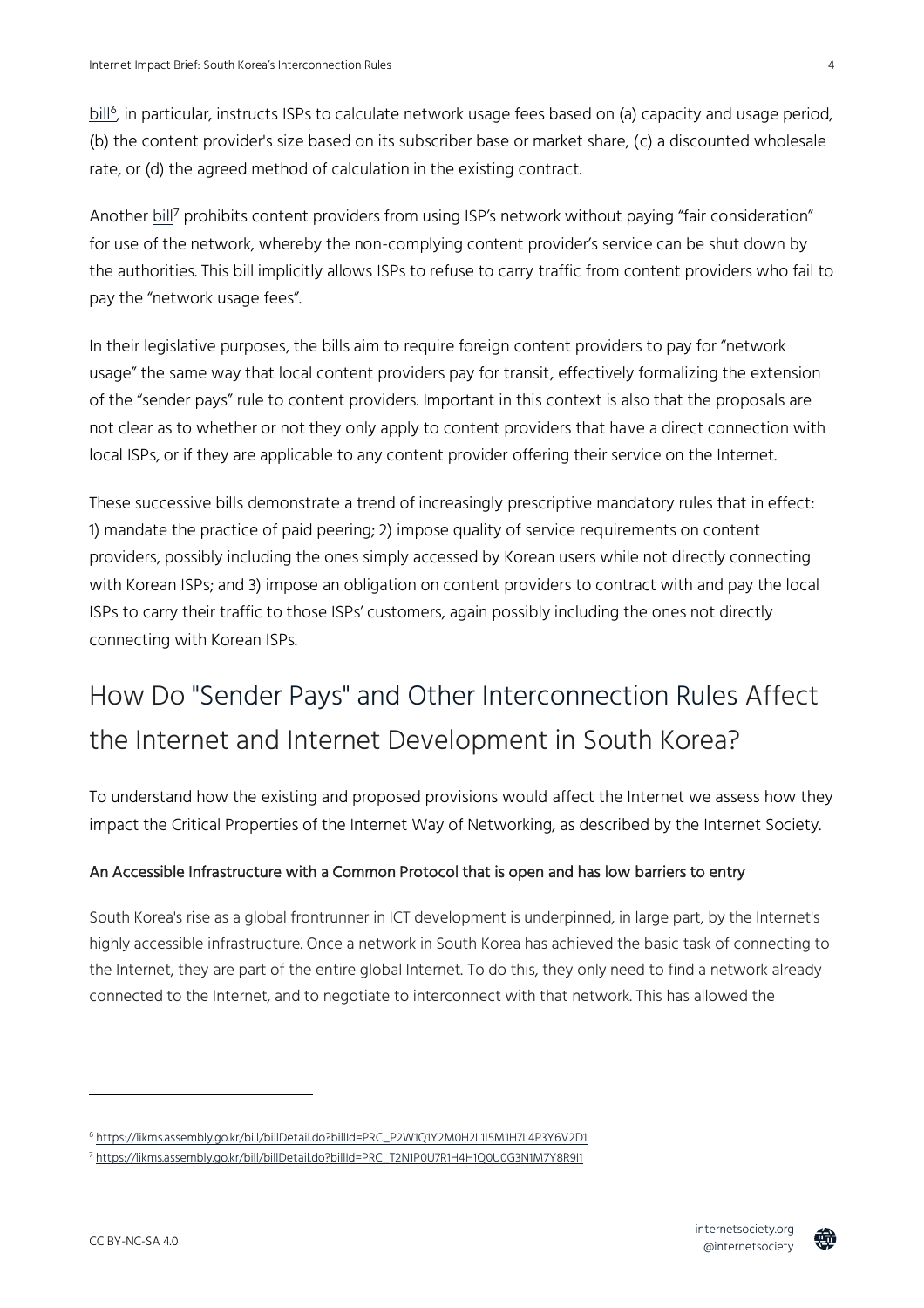bill[6], in particular, instructs ISPs to calculate network usage fees based on (a) capacity and usage period, (b) the content provider's size based on its subscriber base or market share, (c) a discounted wholesale rate, or (d) the agreed method of calculation in the existing contract.

Another bill[7] prohibits content providers from using ISP's network without paying "fair consideration" for use of the network, whereby the non-complying content provider's service can be shut down by the authorities. This bill implicitly allows ISPs to refuse to carry traffic from content providers who fail to pay the "network usage fees".

In their legislative purposes, the bills aim to require foreign content providers to pay for "network usage" the same way that local content providers pay for transit, effectively formalizing the extension of the "sender pays" rule to content providers. Important in this context is also that the proposals are not clear as to whether or not they only apply to content providers that have a direct connection with local ISPs, or if they are applicable to any content provider offering their service on the Internet.

These successive bills demonstrate a trend of increasingly prescriptive mandatory rules that in effect: 1) mandate the practice of paid peering; 2) impose quality of service requirements on content providers, possibly including the ones simply accessed by Korean users while not directly connecting with Korean ISPs; and 3) impose an obligation on content providers to contract with and pay the local ISPs to carry their traffic to those ISPs' customers, again possibly including the ones not directly connecting with Korean ISPs.

## How Do "Sender Pays" and Other Interconnection Rules Affect the Internet and Internet Development in South Korea?

To understand how the existing and proposed provisions would affect the Internet we assess how they impact the Critical Properties of the Internet Way of Networking, as described by the Internet Society.

### An Accessible Infrastructure with a Common Protocol that is open and has low barriers to entry

South Korea's rise as a global frontrunner in ICT development is underpinned, in large part, by the Internet's highly accessible infrastructure. Once a network in South Korea has achieved the basic task of connecting to the Internet, they are part of the entire global Internet. To do this, they only need to find a network already connected to the Internet, and to negotiate to interconnect with that network. This has allowed the

---

[6] https://likms.assembly.go.kr/bill/billDetail.do?billId=PRC_P2W1Q1Y2M0H2L1I5M1H7L4P3Y6V2D1

[7] https://likms.assembly.go.kr/bill/billDetail.do?billId=PRC_T2N1P0U7R1H4H1Q0U0G3N1M7Y8R9I1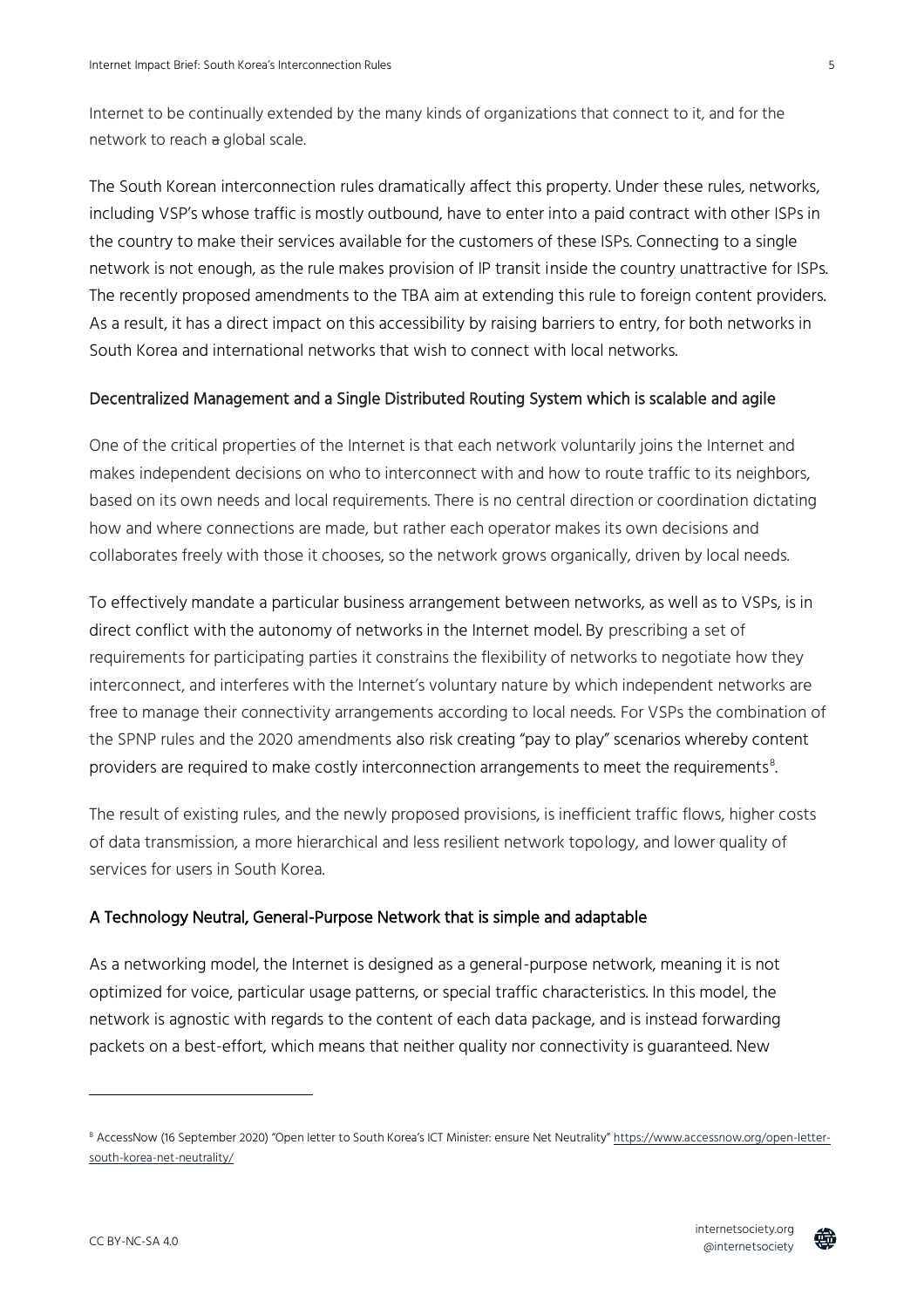Internet to be continually extended by the many kinds of organizations that connect to it, and for the network to reach ~~a~~ global scale.

The South Korean interconnection rules dramatically affect this property. Under these rules, networks, including VSP's whose traffic is mostly outbound, have to enter into a paid contract with other ISPs in the country to make their services available for the customers of these ISPs. Connecting to a single network is not enough, as the rule makes provision of IP transit inside the country unattractive for ISPs. The recently proposed amendments to the TBA aim at extending this rule to foreign content providers. As a result, it has a direct impact on this accessibility by raising barriers to entry, for both networks in South Korea and international networks that wish to connect with local networks.

### Decentralized Management and a Single Distributed Routing System which is scalable and agile

One of the critical properties of the Internet is that each network voluntarily joins the Internet and makes independent decisions on who to interconnect with and how to route traffic to its neighbors, based on its own needs and local requirements. There is no central direction or coordination dictating how and where connections are made, but rather each operator makes its own decisions and collaborates freely with those it chooses, so the network grows organically, driven by local needs.

To effectively mandate a particular business arrangement between networks, as well as to VSPs, is in direct conflict with the autonomy of networks in the Internet model. By prescribing a set of requirements for participating parties it constrains the flexibility of networks to negotiate how they interconnect, and interferes with the Internet's voluntary nature by which independent networks are free to manage their connectivity arrangements according to local needs. For VSPs the combination of the SPNP rules and the 2020 amendments also risk creating "pay to play" scenarios whereby content providers are required to make costly interconnection arrangements to meet the requirements[8].

The result of existing rules, and the newly proposed provisions, is inefficient traffic flows, higher costs of data transmission, a more hierarchical and less resilient network topology, and lower quality of services for users in South Korea.

### A Technology Neutral, General-Purpose Network that is simple and adaptable

As a networking model, the Internet is designed as a general-purpose network, meaning it is not optimized for voice, particular usage patterns, or special traffic characteristics. In this model, the network is agnostic with regards to the content of each data package, and is instead forwarding packets on a best-effort, which means that neither quality nor connectivity is guaranteed. New

---

[8] AccessNow (16 September 2020) "Open letter to South Korea's ICT Minister: ensure Net Neutrality" https://www.accessnow.org/open-letter-south-korea-net-neutrality/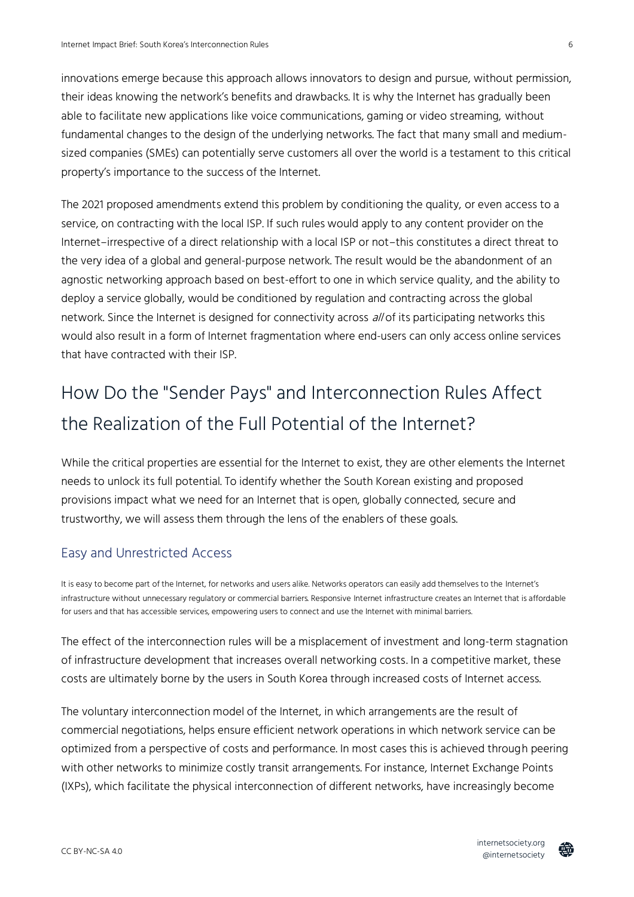innovations emerge because this approach allows innovators to design and pursue, without permission, their ideas knowing the network's benefits and drawbacks. It is why the Internet has gradually been able to facilitate new applications like voice communications, gaming or video streaming, without fundamental changes to the design of the underlying networks. The fact that many small and medium-sized companies (SMEs) can potentially serve customers all over the world is a testament to this critical property's importance to the success of the Internet.

The 2021 proposed amendments extend this problem by conditioning the quality, or even access to a service, on contracting with the local ISP. If such rules would apply to any content provider on the Internet–irrespective of a direct relationship with a local ISP or not–this constitutes a direct threat to the very idea of a global and general-purpose network. The result would be the abandonment of an agnostic networking approach based on best-effort to one in which service quality, and the ability to deploy a service globally, would be conditioned by regulation and contracting across the global network. Since the Internet is designed for connectivity across *all* of its participating networks this would also result in a form of Internet fragmentation where end-users can only access online services that have contracted with their ISP.

# How Do the "Sender Pays" and Interconnection Rules Affect the Realization of the Full Potential of the Internet?

While the critical properties are essential for the Internet to exist, they are other elements the Internet needs to unlock its full potential. To identify whether the South Korean existing and proposed provisions impact what we need for an Internet that is open, globally connected, secure and trustworthy, we will assess them through the lens of the enablers of these goals.

## Easy and Unrestricted Access

It is easy to become part of the Internet, for networks and users alike. Networks operators can easily add themselves to the Internet's infrastructure without unnecessary regulatory or commercial barriers. Responsive Internet infrastructure creates an Internet that is affordable for users and that has accessible services, empowering users to connect and use the Internet with minimal barriers.

The effect of the interconnection rules will be a misplacement of investment and long-term stagnation of infrastructure development that increases overall networking costs. In a competitive market, these costs are ultimately borne by the users in South Korea through increased costs of Internet access.

The voluntary interconnection model of the Internet, in which arrangements are the result of commercial negotiations, helps ensure efficient network operations in which network service can be optimized from a perspective of costs and performance. In most cases this is achieved through peering with other networks to minimize costly transit arrangements. For instance, Internet Exchange Points (IXPs), which facilitate the physical interconnection of different networks, have increasingly become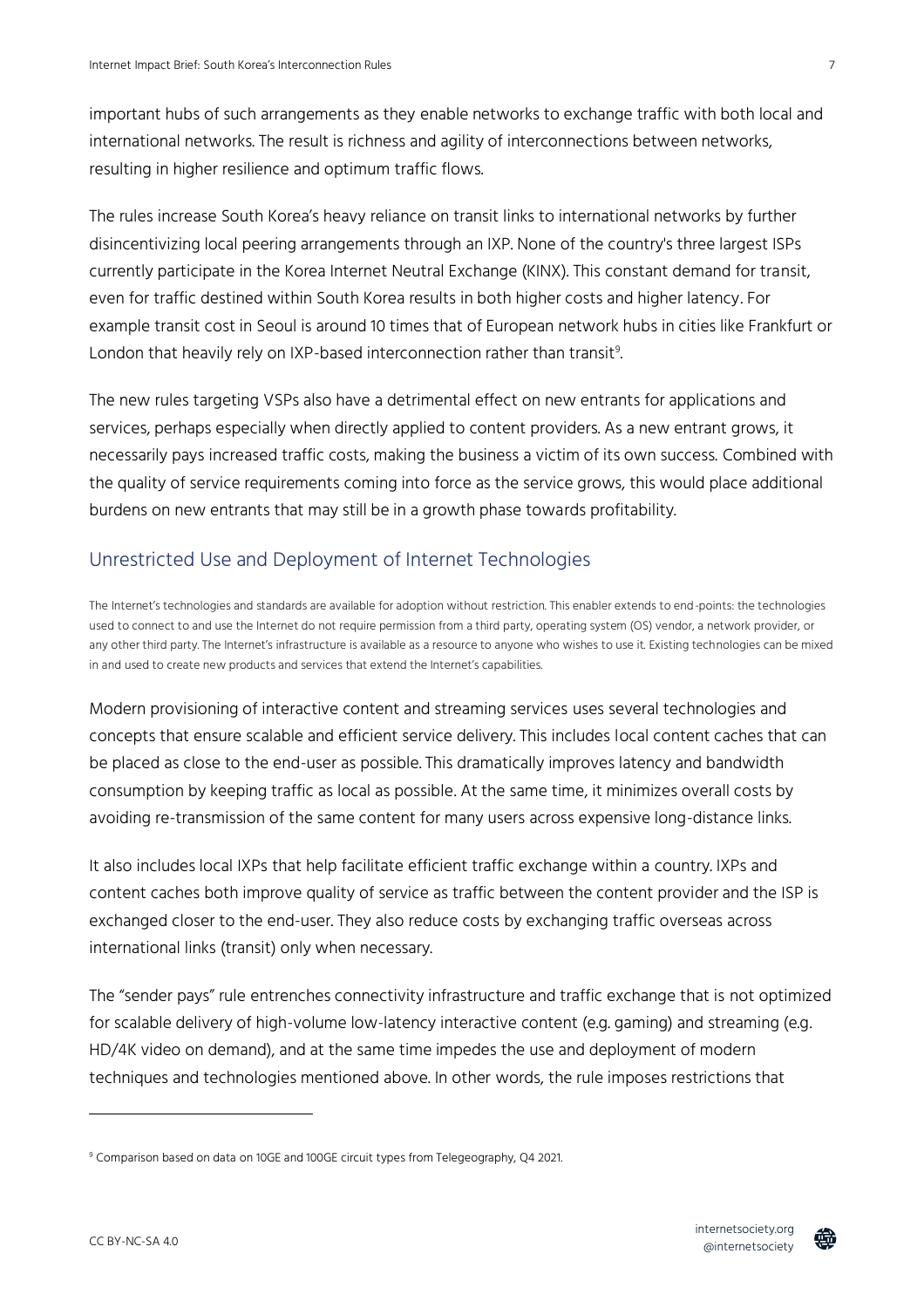important hubs of such arrangements as they enable networks to exchange traffic with both local and international networks. The result is richness and agility of interconnections between networks, resulting in higher resilience and optimum traffic flows.

The rules increase South Korea's heavy reliance on transit links to international networks by further disincentivizing local peering arrangements through an IXP. None of the country's three largest ISPs currently participate in the Korea Internet Neutral Exchange (KINX). This constant demand for transit, even for traffic destined within South Korea results in both higher costs and higher latency. For example transit cost in Seoul is around 10 times that of European network hubs in cities like Frankfurt or London that heavily rely on IXP-based interconnection rather than transit[9].

The new rules targeting VSPs also have a detrimental effect on new entrants for applications and services, perhaps especially when directly applied to content providers. As a new entrant grows, it necessarily pays increased traffic costs, making the business a victim of its own success. Combined with the quality of service requirements coming into force as the service grows, this would place additional burdens on new entrants that may still be in a growth phase towards profitability.

## Unrestricted Use and Deployment of Internet Technologies

The Internet's technologies and standards are available for adoption without restriction. This enabler extends to end-points: the technologies used to connect to and use the Internet do not require permission from a third party, operating system (OS) vendor, a network provider, or any other third party. The Internet's infrastructure is available as a resource to anyone who wishes to use it. Existing technologies can be mixed in and used to create new products and services that extend the Internet's capabilities.

Modern provisioning of interactive content and streaming services uses several technologies and concepts that ensure scalable and efficient service delivery. This includes local content caches that can be placed as close to the end-user as possible. This dramatically improves latency and bandwidth consumption by keeping traffic as local as possible. At the same time, it minimizes overall costs by avoiding re-transmission of the same content for many users across expensive long-distance links.

It also includes local IXPs that help facilitate efficient traffic exchange within a country. IXPs and content caches both improve quality of service as traffic between the content provider and the ISP is exchanged closer to the end-user. They also reduce costs by exchanging traffic overseas across international links (transit) only when necessary.

The "sender pays" rule entrenches connectivity infrastructure and traffic exchange that is not optimized for scalable delivery of high-volume low-latency interactive content (e.g. gaming) and streaming (e.g. HD/4K video on demand), and at the same time impedes the use and deployment of modern techniques and technologies mentioned above. In other words, the rule imposes restrictions that

[9] Comparison based on data on 10GE and 100GE circuit types from Telegeography, Q4 2021.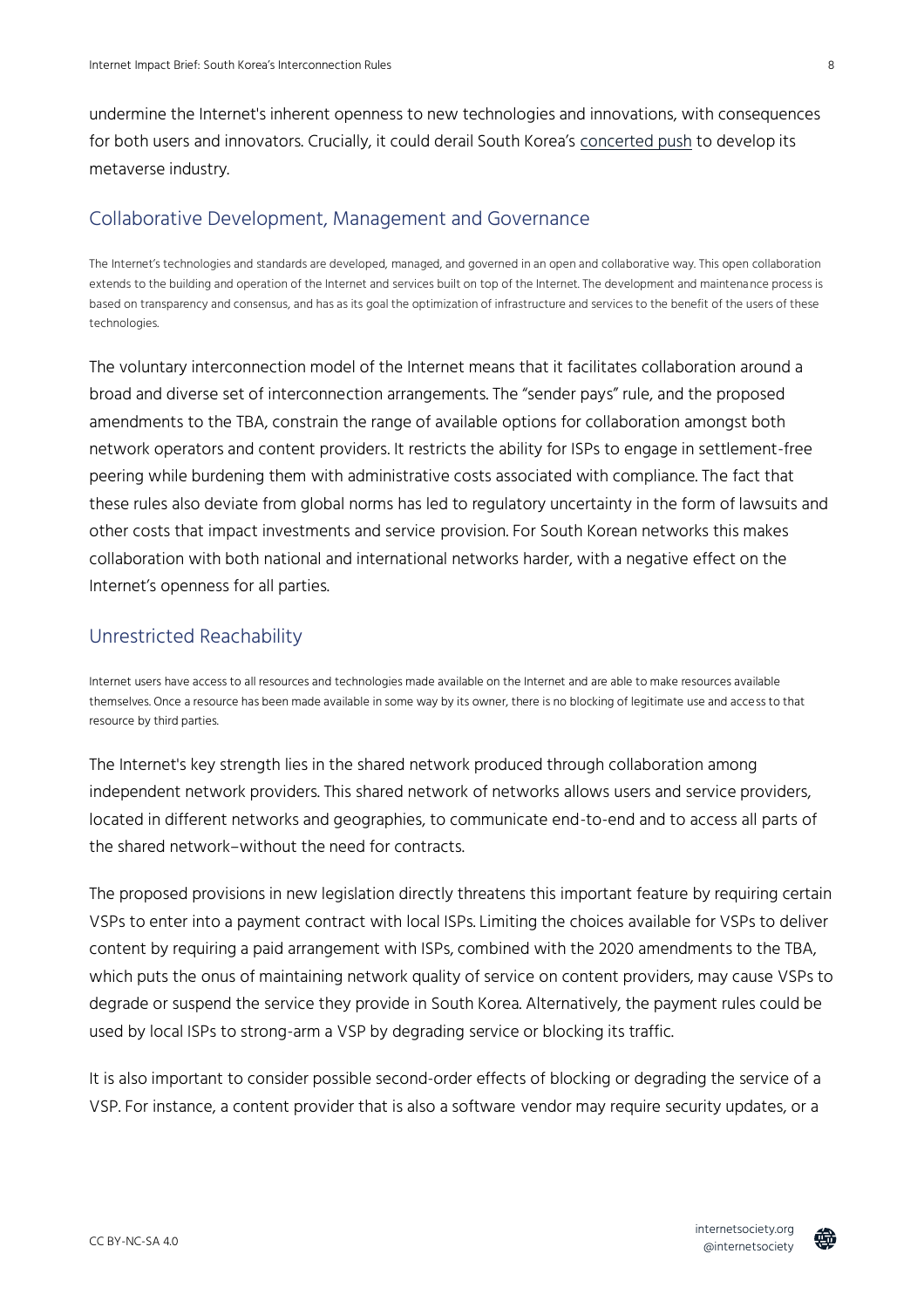undermine the Internet's inherent openness to new technologies and innovations, with consequences for both users and innovators. Crucially, it could derail South Korea's concerted push to develop its metaverse industry.

## Collaborative Development, Management and Governance

The Internet's technologies and standards are developed, managed, and governed in an open and collaborative way. This open collaboration extends to the building and operation of the Internet and services built on top of the Internet. The development and maintenance process is based on transparency and consensus, and has as its goal the optimization of infrastructure and services to the benefit of the users of these technologies.

The voluntary interconnection model of the Internet means that it facilitates collaboration around a broad and diverse set of interconnection arrangements. The "sender pays" rule, and the proposed amendments to the TBA, constrain the range of available options for collaboration amongst both network operators and content providers. It restricts the ability for ISPs to engage in settlement-free peering while burdening them with administrative costs associated with compliance. The fact that these rules also deviate from global norms has led to regulatory uncertainty in the form of lawsuits and other costs that impact investments and service provision. For South Korean networks this makes collaboration with both national and international networks harder, with a negative effect on the Internet's openness for all parties.

## Unrestricted Reachability

Internet users have access to all resources and technologies made available on the Internet and are able to make resources available themselves. Once a resource has been made available in some way by its owner, there is no blocking of legitimate use and access to that resource by third parties.

The Internet's key strength lies in the shared network produced through collaboration among independent network providers. This shared network of networks allows users and service providers, located in different networks and geographies, to communicate end-to-end and to access all parts of the shared network–without the need for contracts.

The proposed provisions in new legislation directly threatens this important feature by requiring certain VSPs to enter into a payment contract with local ISPs. Limiting the choices available for VSPs to deliver content by requiring a paid arrangement with ISPs, combined with the 2020 amendments to the TBA, which puts the onus of maintaining network quality of service on content providers, may cause VSPs to degrade or suspend the service they provide in South Korea. Alternatively, the payment rules could be used by local ISPs to strong-arm a VSP by degrading service or blocking its traffic.

It is also important to consider possible second-order effects of blocking or degrading the service of a VSP. For instance, a content provider that is also a software vendor may require security updates, or a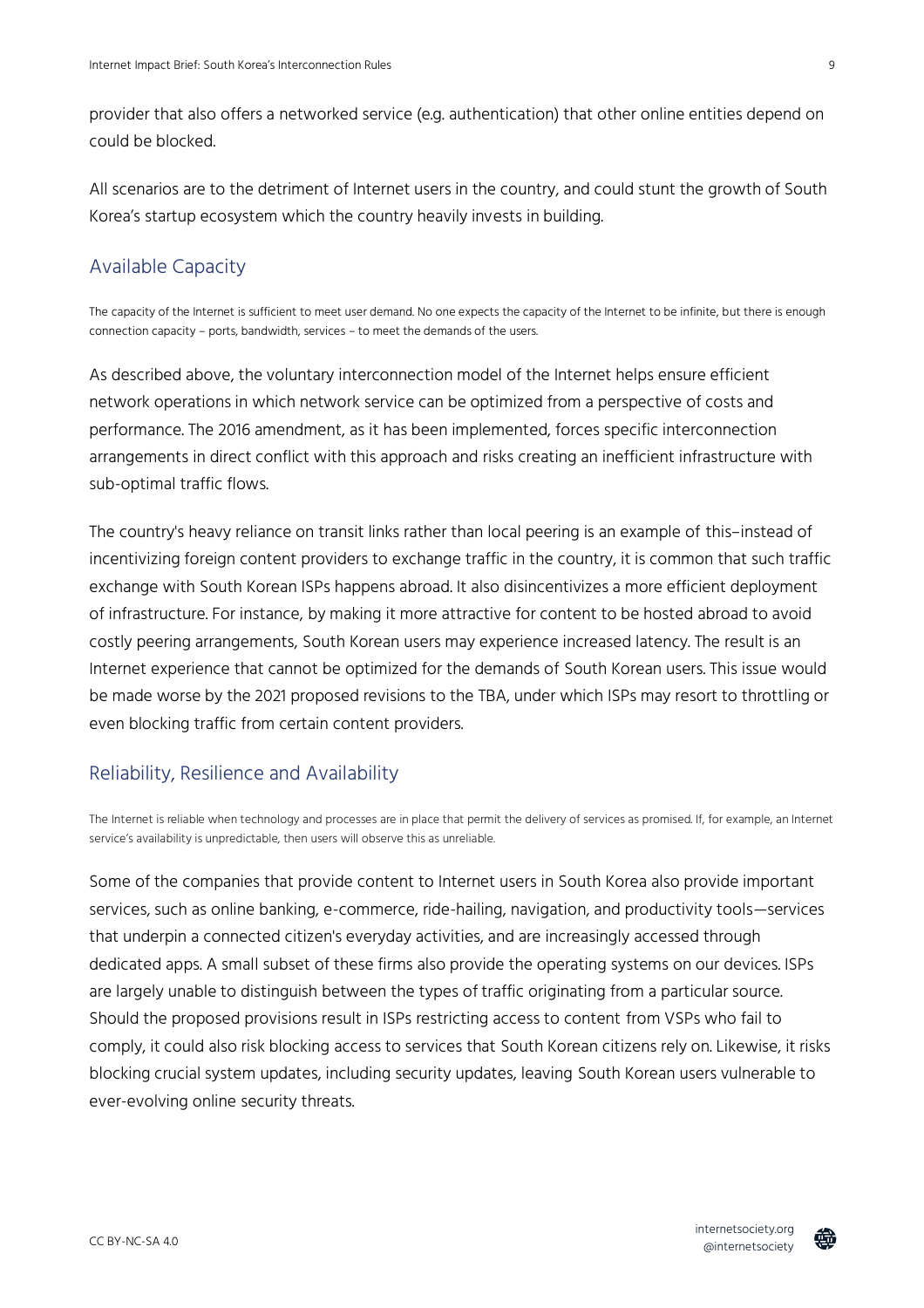provider that also offers a networked service (e.g. authentication) that other online entities depend on could be blocked.

All scenarios are to the detriment of Internet users in the country, and could stunt the growth of South Korea's startup ecosystem which the country heavily invests in building.

## Available Capacity

The capacity of the Internet is sufficient to meet user demand. No one expects the capacity of the Internet to be infinite, but there is enough connection capacity – ports, bandwidth, services – to meet the demands of the users.

As described above, the voluntary interconnection model of the Internet helps ensure efficient network operations in which network service can be optimized from a perspective of costs and performance. The 2016 amendment, as it has been implemented, forces specific interconnection arrangements in direct conflict with this approach and risks creating an inefficient infrastructure with sub-optimal traffic flows.

The country's heavy reliance on transit links rather than local peering is an example of this–instead of incentivizing foreign content providers to exchange traffic in the country, it is common that such traffic exchange with South Korean ISPs happens abroad. It also disincentivizes a more efficient deployment of infrastructure. For instance, by making it more attractive for content to be hosted abroad to avoid costly peering arrangements, South Korean users may experience increased latency. The result is an Internet experience that cannot be optimized for the demands of South Korean users. This issue would be made worse by the 2021 proposed revisions to the TBA, under which ISPs may resort to throttling or even blocking traffic from certain content providers.

## Reliability, Resilience and Availability

The Internet is reliable when technology and processes are in place that permit the delivery of services as promised. If, for example, an Internet service's availability is unpredictable, then users will observe this as unreliable.

Some of the companies that provide content to Internet users in South Korea also provide important services, such as online banking, e-commerce, ride-hailing, navigation, and productivity tools—services that underpin a connected citizen's everyday activities, and are increasingly accessed through dedicated apps. A small subset of these firms also provide the operating systems on our devices. ISPs are largely unable to distinguish between the types of traffic originating from a particular source. Should the proposed provisions result in ISPs restricting access to content from VSPs who fail to comply, it could also risk blocking access to services that South Korean citizens rely on. Likewise, it risks blocking crucial system updates, including security updates, leaving South Korean users vulnerable to ever-evolving online security threats.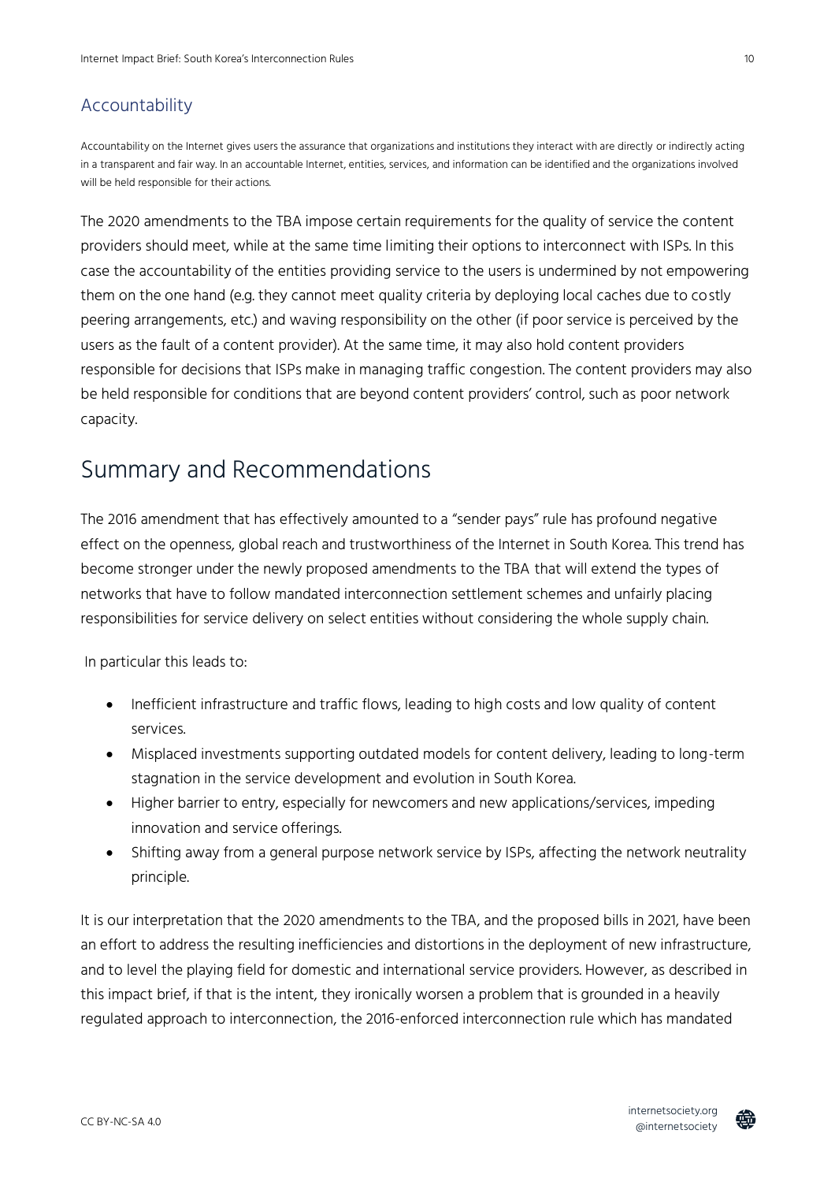### Accountability

Accountability on the Internet gives users the assurance that organizations and institutions they interact with are directly or indirectly acting in a transparent and fair way. In an accountable Internet, entities, services, and information can be identified and the organizations involved will be held responsible for their actions.

The 2020 amendments to the TBA impose certain requirements for the quality of service the content providers should meet, while at the same time limiting their options to interconnect with ISPs. In this case the accountability of the entities providing service to the users is undermined by not empowering them on the one hand (e.g. they cannot meet quality criteria by deploying local caches due to costly peering arrangements, etc.) and waving responsibility on the other (if poor service is perceived by the users as the fault of a content provider). At the same time, it may also hold content providers responsible for decisions that ISPs make in managing traffic congestion. The content providers may also be held responsible for conditions that are beyond content providers' control, such as poor network capacity.

## Summary and Recommendations

The 2016 amendment that has effectively amounted to a "sender pays" rule has profound negative effect on the openness, global reach and trustworthiness of the Internet in South Korea. This trend has become stronger under the newly proposed amendments to the TBA that will extend the types of networks that have to follow mandated interconnection settlement schemes and unfairly placing responsibilities for service delivery on select entities without considering the whole supply chain.

In particular this leads to:

- Inefficient infrastructure and traffic flows, leading to high costs and low quality of content services.
- Misplaced investments supporting outdated models for content delivery, leading to long-term stagnation in the service development and evolution in South Korea.
- Higher barrier to entry, especially for newcomers and new applications/services, impeding innovation and service offerings.
- Shifting away from a general purpose network service by ISPs, affecting the network neutrality principle.

It is our interpretation that the 2020 amendments to the TBA, and the proposed bills in 2021, have been an effort to address the resulting inefficiencies and distortions in the deployment of new infrastructure, and to level the playing field for domestic and international service providers. However, as described in this impact brief, if that is the intent, they ironically worsen a problem that is grounded in a heavily regulated approach to interconnection, the 2016-enforced interconnection rule which has mandated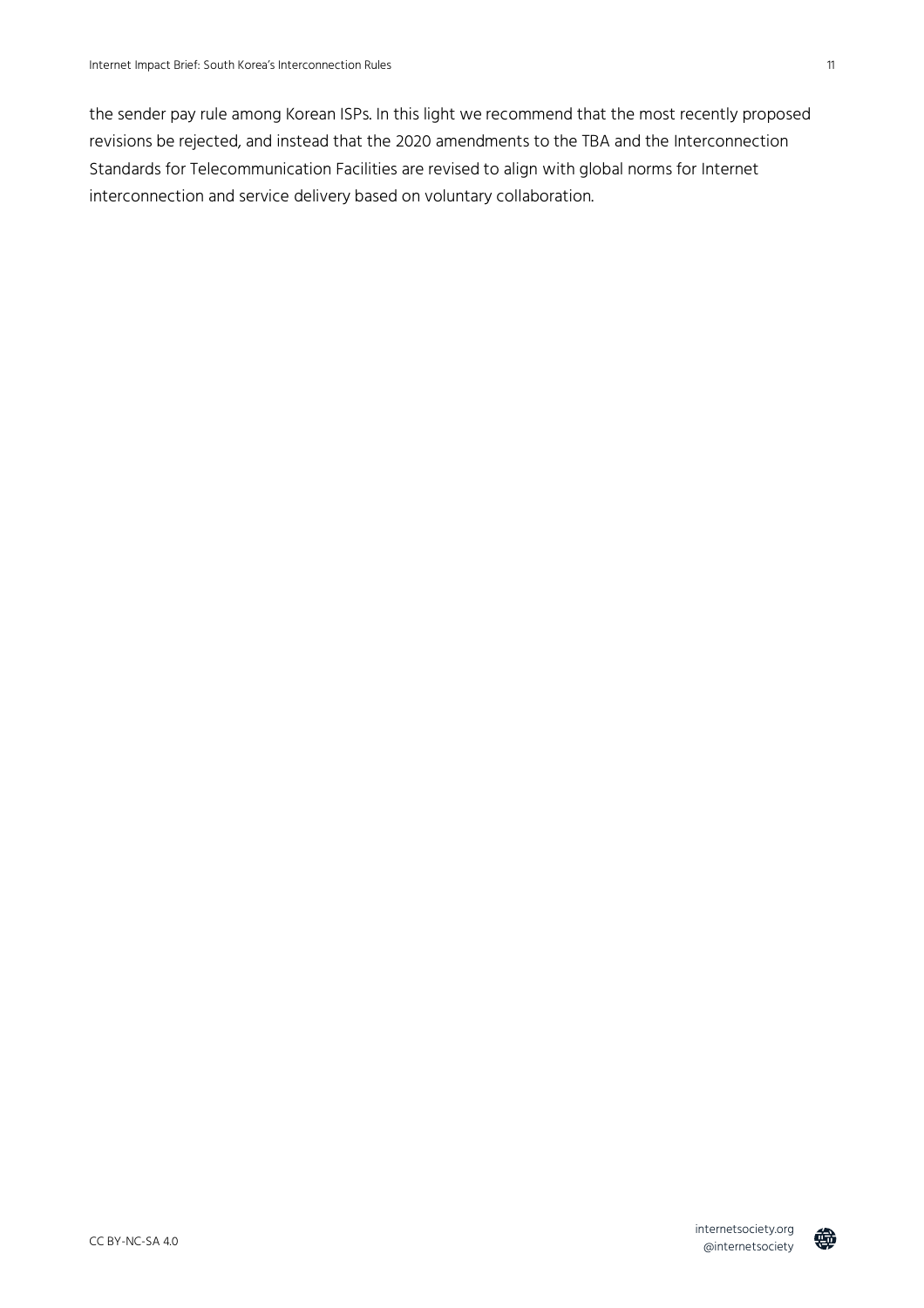the sender pay rule among Korean ISPs. In this light we recommend that the most recently proposed revisions be rejected, and instead that the 2020 amendments to the TBA and the Interconnection Standards for Telecommunication Facilities are revised to align with global norms for Internet interconnection and service delivery based on voluntary collaboration.